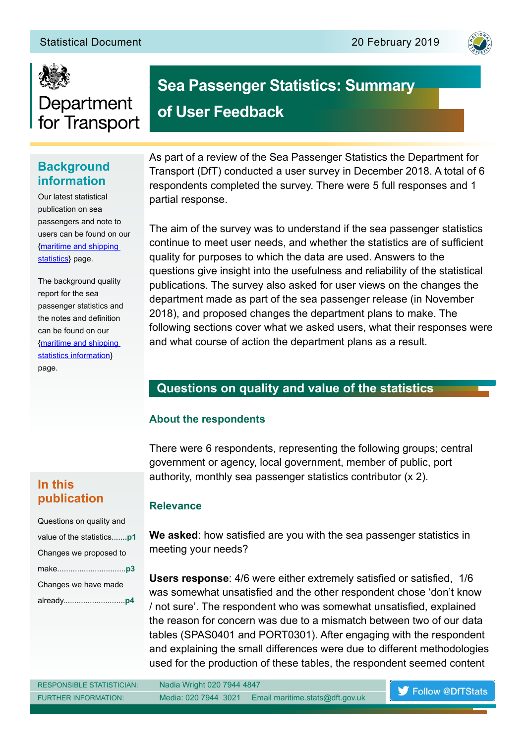Statistical Document 20 February 2019

Department for Transport

# Sea Passenger Statistics: Summary of User Feedback

## Background information

Our latest statistical publication on sea passengers and note to users can be found on our {maritime and shipping statistics} page.

The background quality report for the sea passenger statistics and the notes and definition can be found on our {maritime and shipping statistics information} page.

## In this publication

Questions on quality and value of the statistics.......p1

Changes we proposed to make..............................p3

Changes we have made already...........................p4

As part of a review of the Sea Passenger Statistics the Department for Transport (DfT) conducted a user survey in December 2018. A total of 6 respondents completed the survey. There were 5 full responses and 1 partial response.

The aim of the survey was to understand if the sea passenger statistics continue to meet user needs, and whether the statistics are of sufficient quality for purposes to which the data are used. Answers to the questions give insight into the usefulness and reliability of the statistical publications. The survey also asked for user views on the changes the department made as part of the sea passenger release (in November 2018), and proposed changes the department plans to make. The following sections cover what we asked users, what their responses were and what course of action the department plans as a result.

## Questions on quality and value of the statistics

### About the respondents

There were 6 respondents, representing the following groups; central government or agency, local government, member of public, port authority, monthly sea passenger statistics contributor (x 2).

### Relevance

**We asked**: how satisfied are you with the sea passenger statistics in meeting your needs?

**Users response**: 4/6 were either extremely satisfied or satisfied, 1/6 was somewhat unsatisfied and the other respondent chose 'don't know / not sure'. The respondent who was somewhat unsatisfied, explained the reason for concern was due to a mismatch between two of our data tables (SPAS0401 and PORT0301). After engaging with the respondent and explaining the small differences were due to different methodologies used for the production of these tables, the respondent seemed content

RESPONSIBLE STATISTICIAN: Nadia Wright 020 7944 4847
FURTHER INFORMATION: Media: 020 7944 3021 Email maritime.stats@dft.gov.uk

Follow @DfTStats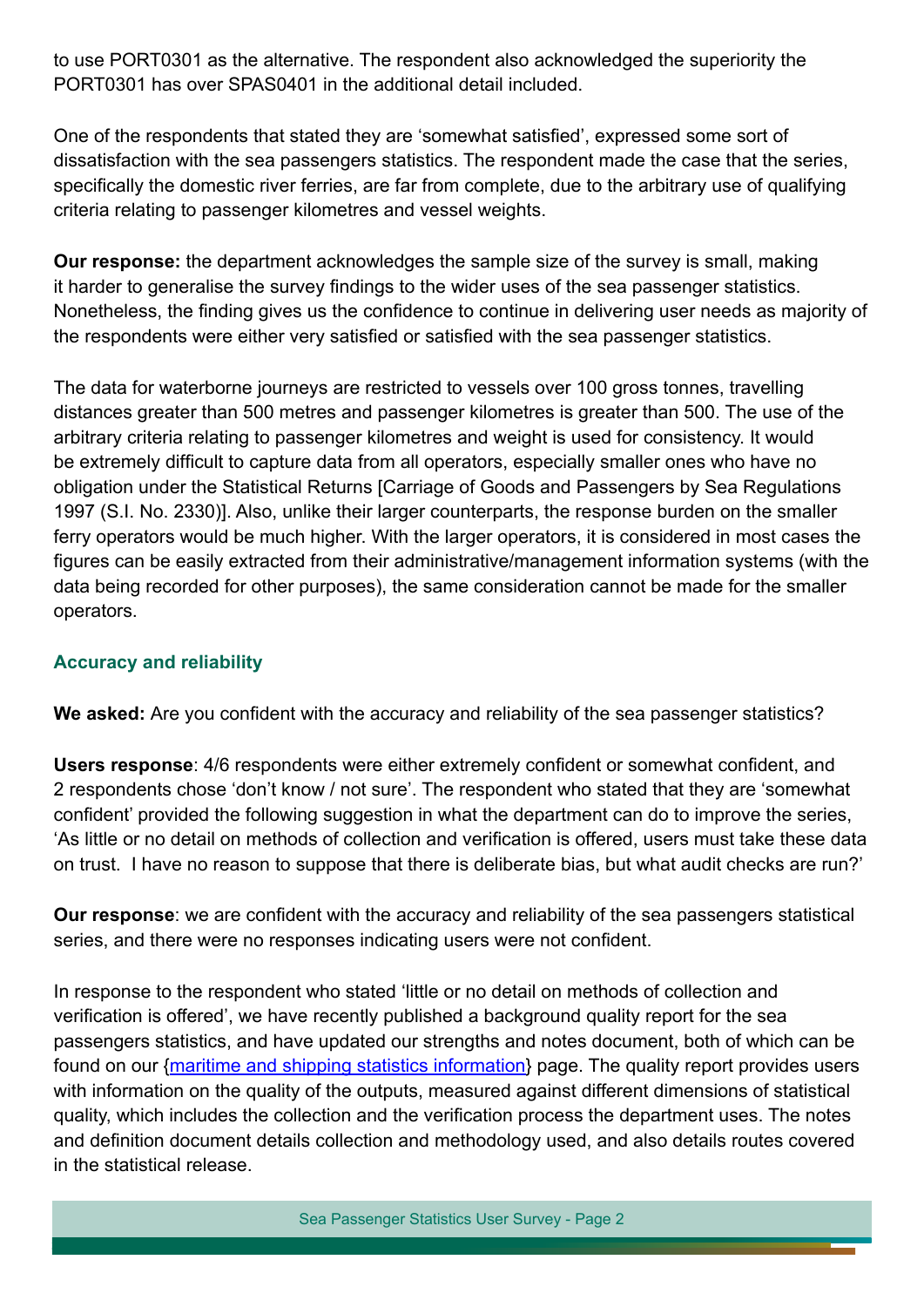to use PORT0301 as the alternative. The respondent also acknowledged the superiority the PORT0301 has over SPAS0401 in the additional detail included.

One of the respondents that stated they are 'somewhat satisfied', expressed some sort of dissatisfaction with the sea passengers statistics. The respondent made the case that the series, specifically the domestic river ferries, are far from complete, due to the arbitrary use of qualifying criteria relating to passenger kilometres and vessel weights.

**Our response:** the department acknowledges the sample size of the survey is small, making it harder to generalise the survey findings to the wider uses of the sea passenger statistics. Nonetheless, the finding gives us the confidence to continue in delivering user needs as majority of the respondents were either very satisfied or satisfied with the sea passenger statistics.

The data for waterborne journeys are restricted to vessels over 100 gross tonnes, travelling distances greater than 500 metres and passenger kilometres is greater than 500. The use of the arbitrary criteria relating to passenger kilometres and weight is used for consistency. It would be extremely difficult to capture data from all operators, especially smaller ones who have no obligation under the Statistical Returns [Carriage of Goods and Passengers by Sea Regulations 1997 (S.I. No. 2330)]. Also, unlike their larger counterparts, the response burden on the smaller ferry operators would be much higher. With the larger operators, it is considered in most cases the figures can be easily extracted from their administrative/management information systems (with the data being recorded for other purposes), the same consideration cannot be made for the smaller operators.

### Accuracy and reliability

**We asked:** Are you confident with the accuracy and reliability of the sea passenger statistics?

**Users response**: 4/6 respondents were either extremely confident or somewhat confident, and 2 respondents chose 'don't know / not sure'. The respondent who stated that they are 'somewhat confident' provided the following suggestion in what the department can do to improve the series, 'As little or no detail on methods of collection and verification is offered, users must take these data on trust. I have no reason to suppose that there is deliberate bias, but what audit checks are run?'

**Our response**: we are confident with the accuracy and reliability of the sea passengers statistical series, and there were no responses indicating users were not confident.

In response to the respondent who stated 'little or no detail on methods of collection and verification is offered', we have recently published a background quality report for the sea passengers statistics, and have updated our strengths and notes document, both of which can be found on our {maritime and shipping statistics information} page. The quality report provides users with information on the quality of the outputs, measured against different dimensions of statistical quality, which includes the collection and the verification process the department uses. The notes and definition document details collection and methodology used, and also details routes covered in the statistical release.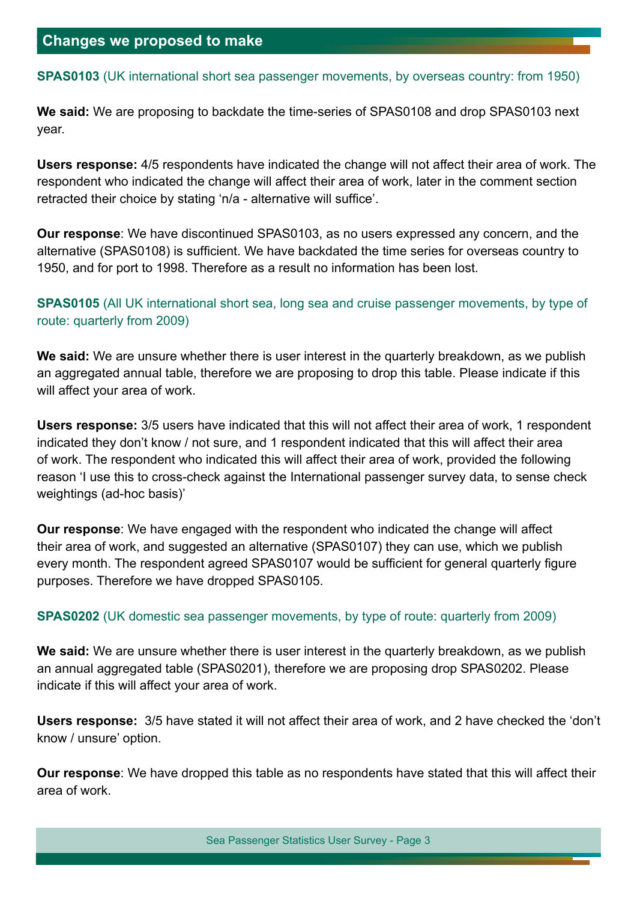## Changes we proposed to make

**SPAS0103** (UK international short sea passenger movements, by overseas country: from 1950)

**We said:** We are proposing to backdate the time-series of SPAS0108 and drop SPAS0103 next year.

**Users response:** 4/5 respondents have indicated the change will not affect their area of work. The respondent who indicated the change will affect their area of work, later in the comment section retracted their choice by stating 'n/a - alternative will suffice'.

**Our response**: We have discontinued SPAS0103, as no users expressed any concern, and the alternative (SPAS0108) is sufficient. We have backdated the time series for overseas country to 1950, and for port to 1998. Therefore as a result no information has been lost.

**SPAS0105** (All UK international short sea, long sea and cruise passenger movements, by type of route: quarterly from 2009)

**We said:** We are unsure whether there is user interest in the quarterly breakdown, as we publish an aggregated annual table, therefore we are proposing to drop this table. Please indicate if this will affect your area of work.

**Users response:** 3/5 users have indicated that this will not affect their area of work, 1 respondent indicated they don't know / not sure, and 1 respondent indicated that this will affect their area of work. The respondent who indicated this will affect their area of work, provided the following reason 'I use this to cross-check against the International passenger survey data, to sense check weightings (ad-hoc basis)'

**Our response**: We have engaged with the respondent who indicated the change will affect their area of work, and suggested an alternative (SPAS0107) they can use, which we publish every month. The respondent agreed SPAS0107 would be sufficient for general quarterly figure purposes. Therefore we have dropped SPAS0105.

**SPAS0202** (UK domestic sea passenger movements, by type of route: quarterly from 2009)

**We said:** We are unsure whether there is user interest in the quarterly breakdown, as we publish an annual aggregated table (SPAS0201), therefore we are proposing drop SPAS0202. Please indicate if this will affect your area of work.

**Users response:** 3/5 have stated it will not affect their area of work, and 2 have checked the 'don't know / unsure' option.

**Our response**: We have dropped this table as no respondents have stated that this will affect their area of work.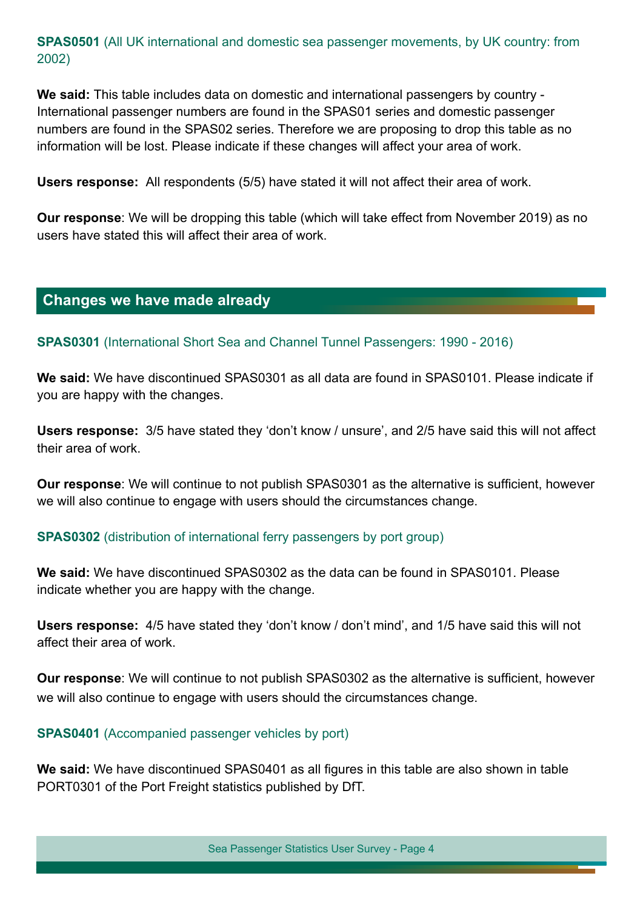**SPAS0501** (All UK international and domestic sea passenger movements, by UK country: from 2002)

**We said:** This table includes data on domestic and international passengers by country - International passenger numbers are found in the SPAS01 series and domestic passenger numbers are found in the SPAS02 series. Therefore we are proposing to drop this table as no information will be lost. Please indicate if these changes will affect your area of work.

**Users response:** All respondents (5/5) have stated it will not affect their area of work.

**Our response**: We will be dropping this table (which will take effect from November 2019) as no users have stated this will affect their area of work.

## Changes we have made already

**SPAS0301** (International Short Sea and Channel Tunnel Passengers: 1990 - 2016)

**We said:** We have discontinued SPAS0301 as all data are found in SPAS0101. Please indicate if you are happy with the changes.

**Users response:** 3/5 have stated they 'don't know / unsure', and 2/5 have said this will not affect their area of work.

**Our response**: We will continue to not publish SPAS0301 as the alternative is sufficient, however we will also continue to engage with users should the circumstances change.

**SPAS0302** (distribution of international ferry passengers by port group)

**We said:** We have discontinued SPAS0302 as the data can be found in SPAS0101. Please indicate whether you are happy with the change.

**Users response:** 4/5 have stated they 'don't know / don't mind', and 1/5 have said this will not affect their area of work.

**Our response**: We will continue to not publish SPAS0302 as the alternative is sufficient, however we will also continue to engage with users should the circumstances change.

**SPAS0401** (Accompanied passenger vehicles by port)

**We said:** We have discontinued SPAS0401 as all figures in this table are also shown in table PORT0301 of the Port Freight statistics published by DfT.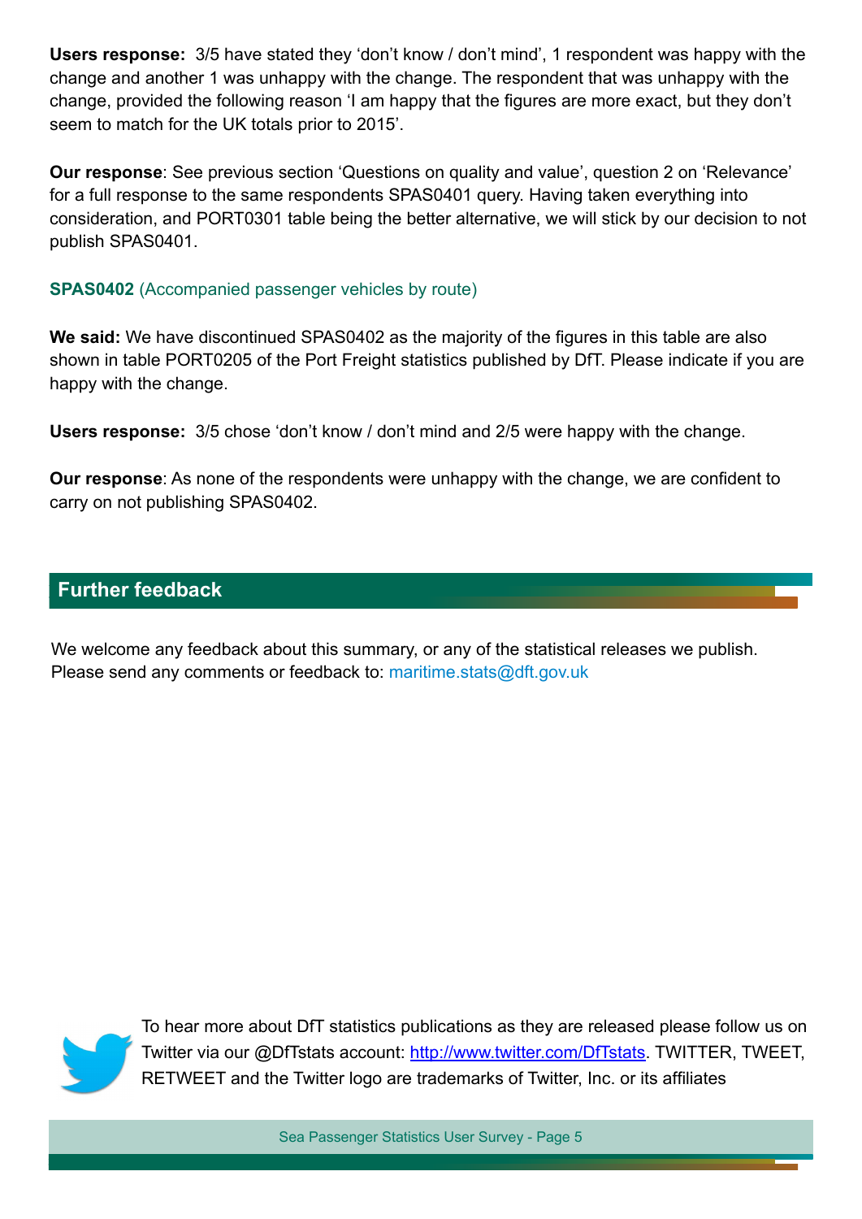**Users response:** 3/5 have stated they 'don't know / don't mind', 1 respondent was happy with the change and another 1 was unhappy with the change. The respondent that was unhappy with the change, provided the following reason 'I am happy that the figures are more exact, but they don't seem to match for the UK totals prior to 2015'.

**Our response**: See previous section 'Questions on quality and value', question 2 on 'Relevance' for a full response to the same respondents SPAS0401 query. Having taken everything into consideration, and PORT0301 table being the better alternative, we will stick by our decision to not publish SPAS0401.

### **SPAS0402** (Accompanied passenger vehicles by route)

**We said:** We have discontinued SPAS0402 as the majority of the figures in this table are also shown in table PORT0205 of the Port Freight statistics published by DfT. Please indicate if you are happy with the change.

**Users response:** 3/5 chose 'don't know / don't mind and 2/5 were happy with the change.

**Our response**: As none of the respondents were unhappy with the change, we are confident to carry on not publishing SPAS0402.

## Further feedback

We welcome any feedback about this summary, or any of the statistical releases we publish. Please send any comments or feedback to: maritime.stats@dft.gov.uk

To hear more about DfT statistics publications as they are released please follow us on Twitter via our @DfTstats account: http://www.twitter.com/DfTstats. TWITTER, TWEET, RETWEET and the Twitter logo are trademarks of Twitter, Inc. or its affiliates